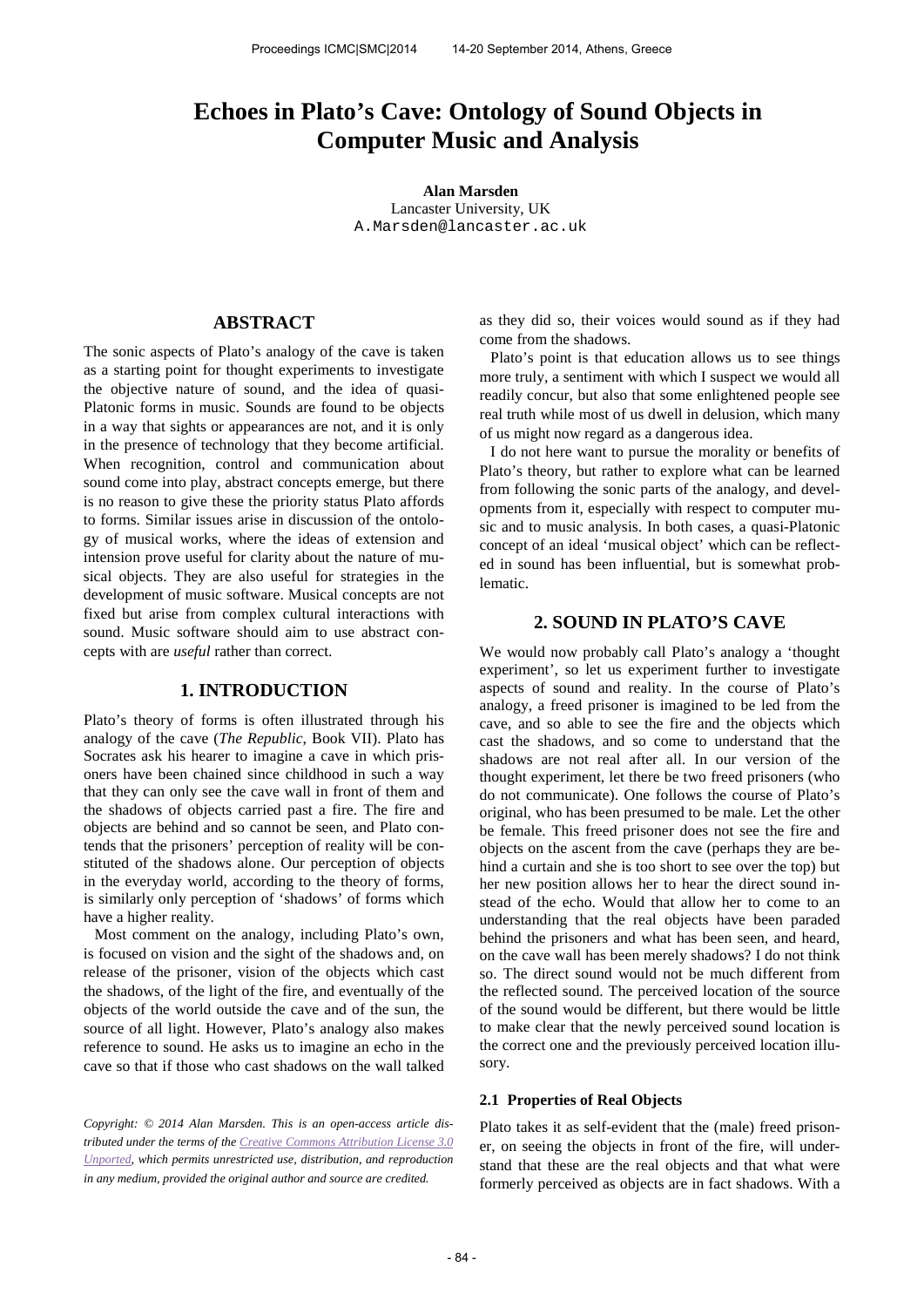# Echoes in Plato's Cave: Ontology of Sound Objects in Computer Music and Analysis

**Alan Marsden**
Lancaster University, UK
A.Marsden@lancaster.ac.uk

## ABSTRACT

The sonic aspects of Plato's analogy of the cave is taken as a starting point for thought experiments to investigate the objective nature of sound, and the idea of quasi-Platonic forms in music. Sounds are found to be objects in a way that sights or appearances are not, and it is only in the presence of technology that they become artificial. When recognition, control and communication about sound come into play, abstract concepts emerge, but there is no reason to give these the priority status Plato affords to forms. Similar issues arise in discussion of the ontology of musical works, where the ideas of extension and intension prove useful for clarity about the nature of musical objects. They are also useful for strategies in the development of music software. Musical concepts are not fixed but arise from complex cultural interactions with sound. Music software should aim to use abstract concepts with are *useful* rather than correct.

## 1. INTRODUCTION

Plato's theory of forms is often illustrated through his analogy of the cave (*The Republic*, Book VII). Plato has Socrates ask his hearer to imagine a cave in which prisoners have been chained since childhood in such a way that they can only see the cave wall in front of them and the shadows of objects carried past a fire. The fire and objects are behind and so cannot be seen, and Plato contends that the prisoners' perception of reality will be constituted of the shadows alone. Our perception of objects in the everyday world, according to the theory of forms, is similarly only perception of 'shadows' of forms which have a higher reality.

Most comment on the analogy, including Plato's own, is focused on vision and the sight of the shadows and, on release of the prisoner, vision of the objects which cast the shadows, of the light of the fire, and eventually of the objects of the world outside the cave and of the sun, the source of all light. However, Plato's analogy also makes reference to sound. He asks us to imagine an echo in the cave so that if those who cast shadows on the wall talked as they did so, their voices would sound as if they had come from the shadows.

Plato's point is that education allows us to see things more truly, a sentiment with which I suspect we would all readily concur, but also that some enlightened people see real truth while most of us dwell in delusion, which many of us might now regard as a dangerous idea.

I do not here want to pursue the morality or benefits of Plato's theory, but rather to explore what can be learned from following the sonic parts of the analogy, and developments from it, especially with respect to computer music and to music analysis. In both cases, a quasi-Platonic concept of an ideal 'musical object' which can be reflected in sound has been influential, but is somewhat problematic.

## 2. SOUND IN PLATO'S CAVE

We would now probably call Plato's analogy a 'thought experiment', so let us experiment further to investigate aspects of sound and reality. In the course of Plato's analogy, a freed prisoner is imagined to be led from the cave, and so able to see the fire and the objects which cast the shadows, and so come to understand that the shadows are not real after all. In our version of the thought experiment, let there be two freed prisoners (who do not communicate). One follows the course of Plato's original, who has been presumed to be male. Let the other be female. This freed prisoner does not see the fire and objects on the ascent from the cave (perhaps they are behind a curtain and she is too short to see over the top) but her new position allows her to hear the direct sound instead of the echo. Would that allow her to come to an understanding that the real objects have been paraded behind the prisoners and what has been seen, and heard, on the cave wall has been merely shadows? I do not think so. The direct sound would not be much different from the reflected sound. The perceived location of the source of the sound would be different, but there would be little to make clear that the newly perceived sound location is the correct one and the previously perceived location illusory.

### 2.1 Properties of Real Objects

Plato takes it as self-evident that the (male) freed prisoner, on seeing the objects in front of the fire, will understand that these are the real objects and that what were formerly perceived as objects are in fact shadows. With a

*Copyright: © 2014 Alan Marsden. This is an open-access article distributed under the terms of the Creative Commons Attribution License 3.0 Unported, which permits unrestricted use, distribution, and reproduction in any medium, provided the original author and source are credited.*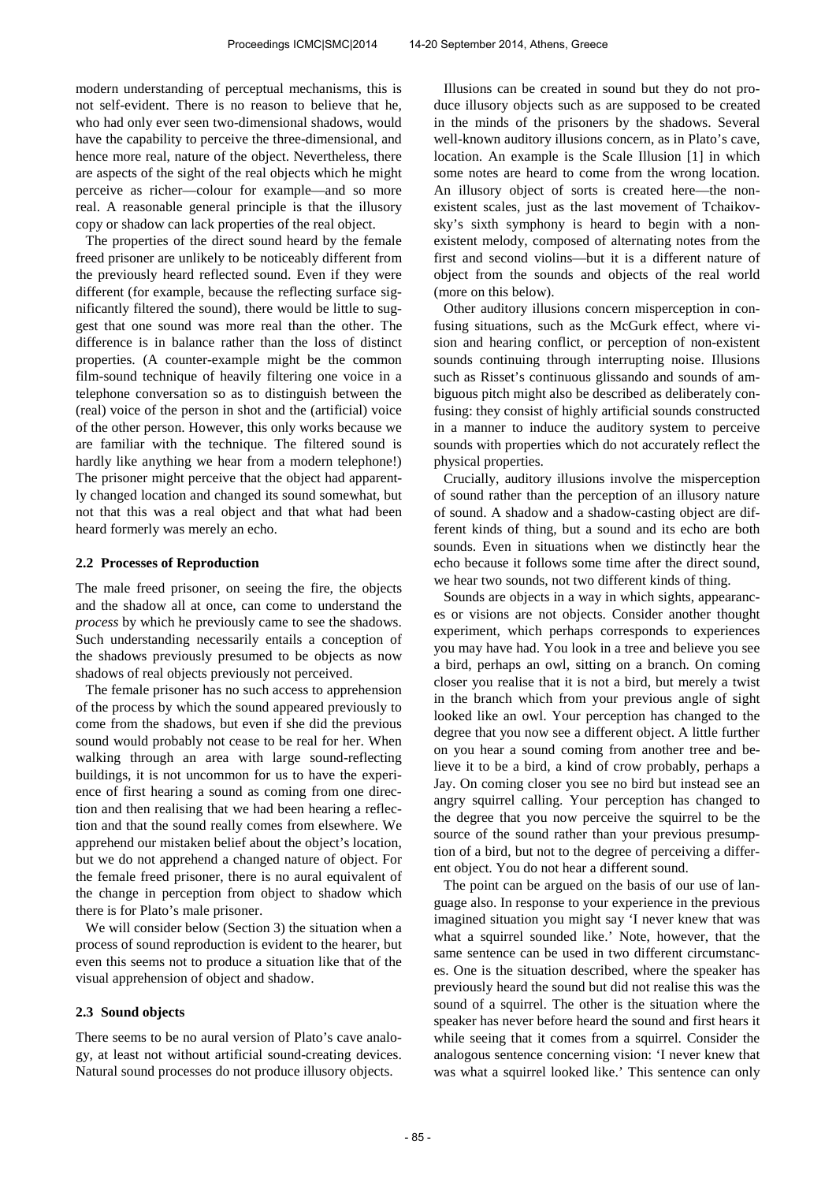modern understanding of perceptual mechanisms, this is not self-evident. There is no reason to believe that he, who had only ever seen two-dimensional shadows, would have the capability to perceive the three-dimensional, and hence more real, nature of the object. Nevertheless, there are aspects of the sight of the real objects which he might perceive as richer—colour for example—and so more real. A reasonable general principle is that the illusory copy or shadow can lack properties of the real object.

The properties of the direct sound heard by the female freed prisoner are unlikely to be noticeably different from the previously heard reflected sound. Even if they were different (for example, because the reflecting surface significantly filtered the sound), there would be little to suggest that one sound was more real than the other. The difference is in balance rather than the loss of distinct properties. (A counter-example might be the common film-sound technique of heavily filtering one voice in a telephone conversation so as to distinguish between the (real) voice of the person in shot and the (artificial) voice of the other person. However, this only works because we are familiar with the technique. The filtered sound is hardly like anything we hear from a modern telephone!) The prisoner might perceive that the object had apparently changed location and changed its sound somewhat, but not that this was a real object and that what had been heard formerly was merely an echo.

### 2.2 Processes of Reproduction

The male freed prisoner, on seeing the fire, the objects and the shadow all at once, can come to understand the *process* by which he previously came to see the shadows. Such understanding necessarily entails a conception of the shadows previously presumed to be objects as now shadows of real objects previously not perceived.

The female prisoner has no such access to apprehension of the process by which the sound appeared previously to come from the shadows, but even if she did the previous sound would probably not cease to be real for her. When walking through an area with large sound-reflecting buildings, it is not uncommon for us to have the experience of first hearing a sound as coming from one direction and then realising that we had been hearing a reflection and that the sound really comes from elsewhere. We apprehend our mistaken belief about the object's location, but we do not apprehend a changed nature of object. For the female freed prisoner, there is no aural equivalent of the change in perception from object to shadow which there is for Plato's male prisoner.

We will consider below (Section 3) the situation when a process of sound reproduction is evident to the hearer, but even this seems not to produce a situation like that of the visual apprehension of object and shadow.

### 2.3 Sound objects

There seems to be no aural version of Plato's cave analogy, at least not without artificial sound-creating devices. Natural sound processes do not produce illusory objects.

Illusions can be created in sound but they do not produce illusory objects such as are supposed to be created in the minds of the prisoners by the shadows. Several well-known auditory illusions concern, as in Plato's cave, location. An example is the Scale Illusion [1] in which some notes are heard to come from the wrong location. An illusory object of sorts is created here—the non-existent scales, just as the last movement of Tchaikovsky's sixth symphony is heard to begin with a non-existent melody, composed of alternating notes from the first and second violins—but it is a different nature of object from the sounds and objects of the real world (more on this below).

Other auditory illusions concern misperception in confusing situations, such as the McGurk effect, where vision and hearing conflict, or perception of non-existent sounds continuing through interrupting noise. Illusions such as Risset's continuous glissando and sounds of ambiguous pitch might also be described as deliberately confusing: they consist of highly artificial sounds constructed in a manner to induce the auditory system to perceive sounds with properties which do not accurately reflect the physical properties.

Crucially, auditory illusions involve the misperception of sound rather than the perception of an illusory nature of sound. A shadow and a shadow-casting object are different kinds of thing, but a sound and its echo are both sounds. Even in situations when we distinctly hear the echo because it follows some time after the direct sound, we hear two sounds, not two different kinds of thing.

Sounds are objects in a way in which sights, appearances or visions are not objects. Consider another thought experiment, which perhaps corresponds to experiences you may have had. You look in a tree and believe you see a bird, perhaps an owl, sitting on a branch. On coming closer you realise that it is not a bird, but merely a twist in the branch which from your previous angle of sight looked like an owl. Your perception has changed to the degree that you now see a different object. A little further on you hear a sound coming from another tree and believe it to be a bird, a kind of crow probably, perhaps a Jay. On coming closer you see no bird but instead see an angry squirrel calling. Your perception has changed to the degree that you now perceive the squirrel to be the source of the sound rather than your previous presumption of a bird, but not to the degree of perceiving a different object. You do not hear a different sound.

The point can be argued on the basis of our use of language also. In response to your experience in the previous imagined situation you might say 'I never knew that was what a squirrel sounded like.' Note, however, that the same sentence can be used in two different circumstances. One is the situation described, where the speaker has previously heard the sound but did not realise this was the sound of a squirrel. The other is the situation where the speaker has never before heard the sound and first hears it while seeing that it comes from a squirrel. Consider the analogous sentence concerning vision: 'I never knew that was what a squirrel looked like.' This sentence can only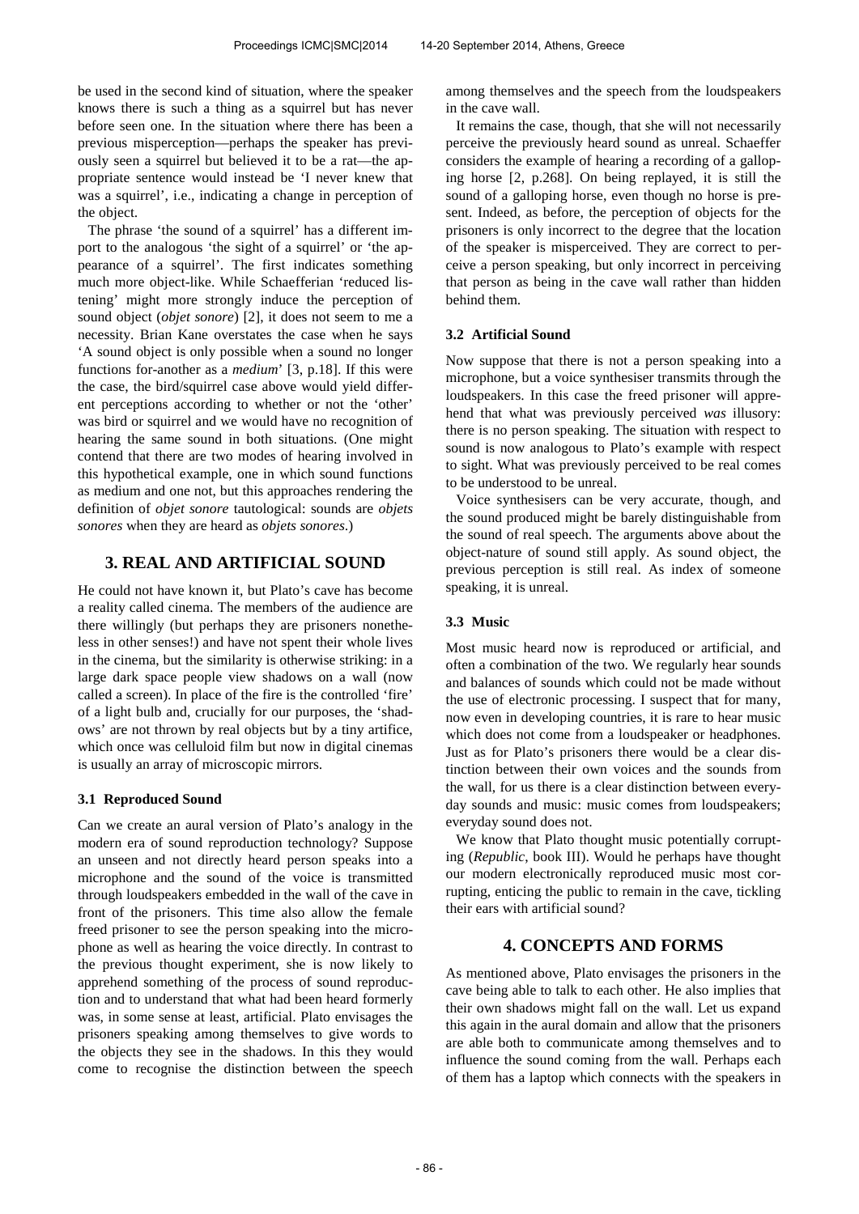be used in the second kind of situation, where the speaker knows there is such a thing as a squirrel but has never before seen one. In the situation where there has been a previous misperception—perhaps the speaker has previously seen a squirrel but believed it to be a rat—the appropriate sentence would instead be 'I never knew that was a squirrel', i.e., indicating a change in perception of the object.

The phrase 'the sound of a squirrel' has a different import to the analogous 'the sight of a squirrel' or 'the appearance of a squirrel'. The first indicates something much more object-like. While Schaefferian 'reduced listening' might more strongly induce the perception of sound object (*objet sonore*) [2], it does not seem to me a necessity. Brian Kane overstates the case when he says 'A sound object is only possible when a sound no longer functions for-another as a *medium*' [3, p.18]. If this were the case, the bird/squirrel case above would yield different perceptions according to whether or not the 'other' was bird or squirrel and we would have no recognition of hearing the same sound in both situations. (One might contend that there are two modes of hearing involved in this hypothetical example, one in which sound functions as medium and one not, but this approaches rendering the definition of *objet sonore* tautological: sounds are *objets sonores* when they are heard as *objets sonores*.)

## 3. REAL AND ARTIFICIAL SOUND

He could not have known it, but Plato's cave has become a reality called cinema. The members of the audience are there willingly (but perhaps they are prisoners nonetheless in other senses!) and have not spent their whole lives in the cinema, but the similarity is otherwise striking: in a large dark space people view shadows on a wall (now called a screen). In place of the fire is the controlled 'fire' of a light bulb and, crucially for our purposes, the 'shadows' are not thrown by real objects but by a tiny artifice, which once was celluloid film but now in digital cinemas is usually an array of microscopic mirrors.

### 3.1 Reproduced Sound

Can we create an aural version of Plato's analogy in the modern era of sound reproduction technology? Suppose an unseen and not directly heard person speaks into a microphone and the sound of the voice is transmitted through loudspeakers embedded in the wall of the cave in front of the prisoners. This time also allow the female freed prisoner to see the person speaking into the microphone as well as hearing the voice directly. In contrast to the previous thought experiment, she is now likely to apprehend something of the process of sound reproduction and to understand that what had been heard formerly was, in some sense at least, artificial. Plato envisages the prisoners speaking among themselves to give words to the objects they see in the shadows. In this they would come to recognise the distinction between the speech among themselves and the speech from the loudspeakers in the cave wall.

It remains the case, though, that she will not necessarily perceive the previously heard sound as unreal. Schaeffer considers the example of hearing a recording of a galloping horse [2, p.268]. On being replayed, it is still the sound of a galloping horse, even though no horse is present. Indeed, as before, the perception of objects for the prisoners is only incorrect to the degree that the location of the speaker is misperceived. They are correct to perceive a person speaking, but only incorrect in perceiving that person as being in the cave wall rather than hidden behind them.

### 3.2 Artificial Sound

Now suppose that there is not a person speaking into a microphone, but a voice synthesiser transmits through the loudspeakers. In this case the freed prisoner will apprehend that what was previously perceived *was* illusory: there is no person speaking. The situation with respect to sound is now analogous to Plato's example with respect to sight. What was previously perceived to be real comes to be understood to be unreal.

Voice synthesisers can be very accurate, though, and the sound produced might be barely distinguishable from the sound of real speech. The arguments above about the object-nature of sound still apply. As sound object, the previous perception is still real. As index of someone speaking, it is unreal.

### 3.3 Music

Most music heard now is reproduced or artificial, and often a combination of the two. We regularly hear sounds and balances of sounds which could not be made without the use of electronic processing. I suspect that for many, now even in developing countries, it is rare to hear music which does not come from a loudspeaker or headphones. Just as for Plato's prisoners there would be a clear distinction between their own voices and the sounds from the wall, for us there is a clear distinction between everyday sounds and music: music comes from loudspeakers; everyday sound does not.

We know that Plato thought music potentially corrupting (*Republic*, book III). Would he perhaps have thought our modern electronically reproduced music most corrupting, enticing the public to remain in the cave, tickling their ears with artificial sound?

## 4. CONCEPTS AND FORMS

As mentioned above, Plato envisages the prisoners in the cave being able to talk to each other. He also implies that their own shadows might fall on the wall. Let us expand this again in the aural domain and allow that the prisoners are able both to communicate among themselves and to influence the sound coming from the wall. Perhaps each of them has a laptop which connects with the speakers in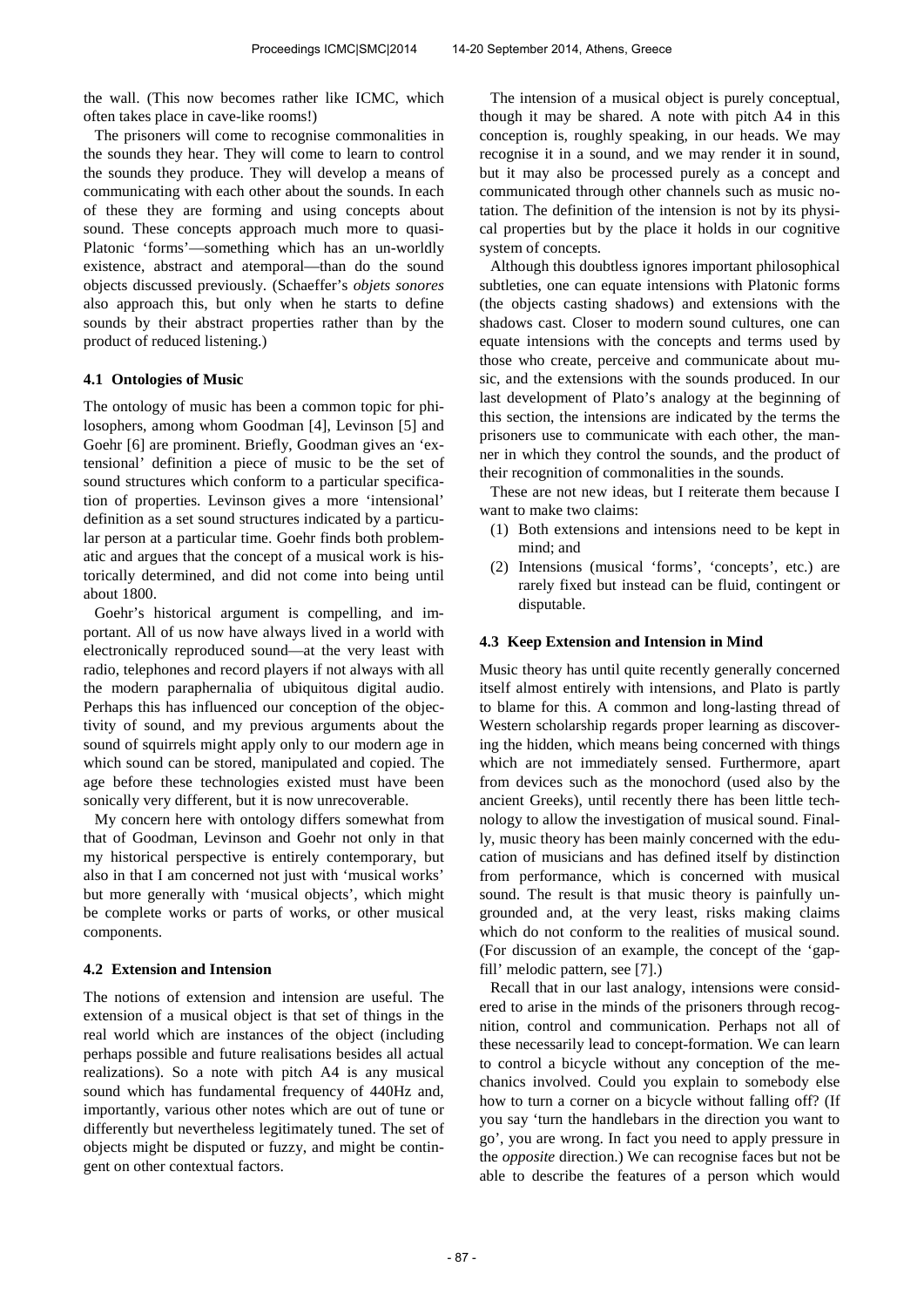the wall. (This now becomes rather like ICMC, which often takes place in cave-like rooms!)

The prisoners will come to recognise commonalities in the sounds they hear. They will come to learn to control the sounds they produce. They will develop a means of communicating with each other about the sounds. In each of these they are forming and using concepts about sound. These concepts approach much more to quasi-Platonic 'forms'—something which has an un-worldly existence, abstract and atemporal—than do the sound objects discussed previously. (Schaeffer's *objets sonores* also approach this, but only when he starts to define sounds by their abstract properties rather than by the product of reduced listening.)

### 4.1 Ontologies of Music

The ontology of music has been a common topic for philosophers, among whom Goodman [4], Levinson [5] and Goehr [6] are prominent. Briefly, Goodman gives an 'extensional' definition a piece of music to be the set of sound structures which conform to a particular specification of properties. Levinson gives a more 'intensional' definition as a set sound structures indicated by a particular person at a particular time. Goehr finds both problematic and argues that the concept of a musical work is historically determined, and did not come into being until about 1800.

Goehr's historical argument is compelling, and important. All of us now have always lived in a world with electronically reproduced sound—at the very least with radio, telephones and record players if not always with all the modern paraphernalia of ubiquitous digital audio. Perhaps this has influenced our conception of the objectivity of sound, and my previous arguments about the sound of squirrels might apply only to our modern age in which sound can be stored, manipulated and copied. The age before these technologies existed must have been sonically very different, but it is now unrecoverable.

My concern here with ontology differs somewhat from that of Goodman, Levinson and Goehr not only in that my historical perspective is entirely contemporary, but also in that I am concerned not just with 'musical works' but more generally with 'musical objects', which might be complete works or parts of works, or other musical components.

### 4.2 Extension and Intension

The notions of extension and intension are useful. The extension of a musical object is that set of things in the real world which are instances of the object (including perhaps possible and future realisations besides all actual realizations). So a note with pitch A4 is any musical sound which has fundamental frequency of 440Hz and, importantly, various other notes which are out of tune or differently but nevertheless legitimately tuned. The set of objects might be disputed or fuzzy, and might be contingent on other contextual factors.

The intension of a musical object is purely conceptual, though it may be shared. A note with pitch A4 in this conception is, roughly speaking, in our heads. We may recognise it in a sound, and we may render it in sound, but it may also be processed purely as a concept and communicated through other channels such as music notation. The definition of the intension is not by its physical properties but by the place it holds in our cognitive system of concepts.

Although this doubtless ignores important philosophical subtleties, one can equate intensions with Platonic forms (the objects casting shadows) and extensions with the shadows cast. Closer to modern sound cultures, one can equate intensions with the concepts and terms used by those who create, perceive and communicate about music, and the extensions with the sounds produced. In our last development of Plato's analogy at the beginning of this section, the intensions are indicated by the terms the prisoners use to communicate with each other, the manner in which they control the sounds, and the product of their recognition of commonalities in the sounds.

These are not new ideas, but I reiterate them because I want to make two claims:

(1) Both extensions and intensions need to be kept in mind; and
(2) Intensions (musical 'forms', 'concepts', etc.) are rarely fixed but instead can be fluid, contingent or disputable.

### 4.3 Keep Extension and Intension in Mind

Music theory has until quite recently generally concerned itself almost entirely with intensions, and Plato is partly to blame for this. A common and long-lasting thread of Western scholarship regards proper learning as discovering the hidden, which means being concerned with things which are not immediately sensed. Furthermore, apart from devices such as the monochord (used also by the ancient Greeks), until recently there has been little technology to allow the investigation of musical sound. Finally, music theory has been mainly concerned with the education of musicians and has defined itself by distinction from performance, which is concerned with musical sound. The result is that music theory is painfully ungrounded and, at the very least, risks making claims which do not conform to the realities of musical sound. (For discussion of an example, the concept of the 'gap-fill' melodic pattern, see [7].)

Recall that in our last analogy, intensions were considered to arise in the minds of the prisoners through recognition, control and communication. Perhaps not all of these necessarily lead to concept-formation. We can learn to control a bicycle without any conception of the mechanics involved. Could you explain to somebody else how to turn a corner on a bicycle without falling off? (If you say 'turn the handlebars in the direction you want to go', you are wrong. In fact you need to apply pressure in the *opposite* direction.) We can recognise faces but not be able to describe the features of a person which would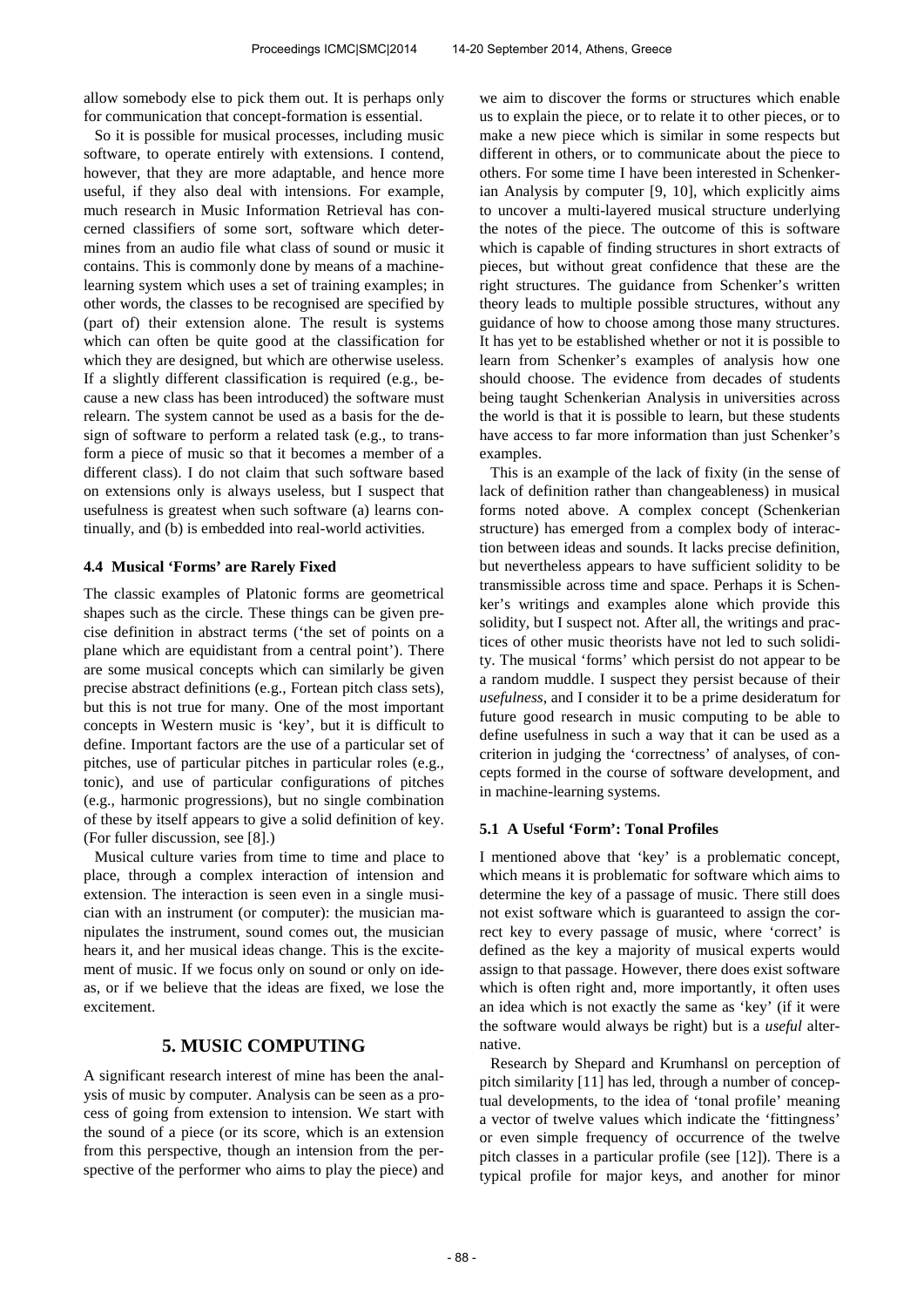allow somebody else to pick them out. It is perhaps only for communication that concept-formation is essential.

So it is possible for musical processes, including music software, to operate entirely with extensions. I contend, however, that they are more adaptable, and hence more useful, if they also deal with intensions. For example, much research in Music Information Retrieval has concerned classifiers of some sort, software which determines from an audio file what class of sound or music it contains. This is commonly done by means of a machine-learning system which uses a set of training examples; in other words, the classes to be recognised are specified by (part of) their extension alone. The result is systems which can often be quite good at the classification for which they are designed, but which are otherwise useless. If a slightly different classification is required (e.g., because a new class has been introduced) the software must relearn. The system cannot be used as a basis for the design of software to perform a related task (e.g., to transform a piece of music so that it becomes a member of a different class). I do not claim that such software based on extensions only is always useless, but I suspect that usefulness is greatest when such software (a) learns continually, and (b) is embedded into real-world activities.

### 4.4 Musical 'Forms' are Rarely Fixed

The classic examples of Platonic forms are geometrical shapes such as the circle. These things can be given precise definition in abstract terms ('the set of points on a plane which are equidistant from a central point'). There are some musical concepts which can similarly be given precise abstract definitions (e.g., Fortean pitch class sets), but this is not true for many. One of the most important concepts in Western music is 'key', but it is difficult to define. Important factors are the use of a particular set of pitches, use of particular pitches in particular roles (e.g., tonic), and use of particular configurations of pitches (e.g., harmonic progressions), but no single combination of these by itself appears to give a solid definition of key. (For fuller discussion, see [8].)

Musical culture varies from time to time and place to place, through a complex interaction of intension and extension. The interaction is seen even in a single musician with an instrument (or computer): the musician manipulates the instrument, sound comes out, the musician hears it, and her musical ideas change. This is the excitement of music. If we focus only on sound or only on ideas, or if we believe that the ideas are fixed, we lose the excitement.

## 5. MUSIC COMPUTING

A significant research interest of mine has been the analysis of music by computer. Analysis can be seen as a process of going from extension to intension. We start with the sound of a piece (or its score, which is an extension from this perspective, though an intension from the perspective of the performer who aims to play the piece) and we aim to discover the forms or structures which enable us to explain the piece, or to relate it to other pieces, or to make a new piece which is similar in some respects but different in others, or to communicate about the piece to others. For some time I have been interested in Schenkerian Analysis by computer [9, 10], which explicitly aims to uncover a multi-layered musical structure underlying the notes of the piece. The outcome of this is software which is capable of finding structures in short extracts of pieces, but without great confidence that these are the right structures. The guidance from Schenker's written theory leads to multiple possible structures, without any guidance of how to choose among those many structures. It has yet to be established whether or not it is possible to learn from Schenker's examples of analysis how one should choose. The evidence from decades of students being taught Schenkerian Analysis in universities across the world is that it is possible to learn, but these students have access to far more information than just Schenker's examples.

This is an example of the lack of fixity (in the sense of lack of definition rather than changeableness) in musical forms noted above. A complex concept (Schenkerian structure) has emerged from a complex body of interaction between ideas and sounds. It lacks precise definition, but nevertheless appears to have sufficient solidity to be transmissible across time and space. Perhaps it is Schenker's writings and examples alone which provide this solidity, but I suspect not. After all, the writings and practices of other music theorists have not led to such solidity. The musical 'forms' which persist do not appear to be a random muddle. I suspect they persist because of their *usefulness*, and I consider it to be a prime desideratum for future good research in music computing to be able to define usefulness in such a way that it can be used as a criterion in judging the 'correctness' of analyses, of concepts formed in the course of software development, and in machine-learning systems.

### 5.1 A Useful 'Form': Tonal Profiles

I mentioned above that 'key' is a problematic concept, which means it is problematic for software which aims to determine the key of a passage of music. There still does not exist software which is guaranteed to assign the correct key to every passage of music, where 'correct' is defined as the key a majority of musical experts would assign to that passage. However, there does exist software which is often right and, more importantly, it often uses an idea which is not exactly the same as 'key' (if it were the software would always be right) but is a *useful* alternative.

Research by Shepard and Krumhansl on perception of pitch similarity [11] has led, through a number of conceptual developments, to the idea of 'tonal profile' meaning a vector of twelve values which indicate the 'fittingness' or even simple frequency of occurrence of the twelve pitch classes in a particular profile (see [12]). There is a typical profile for major keys, and another for minor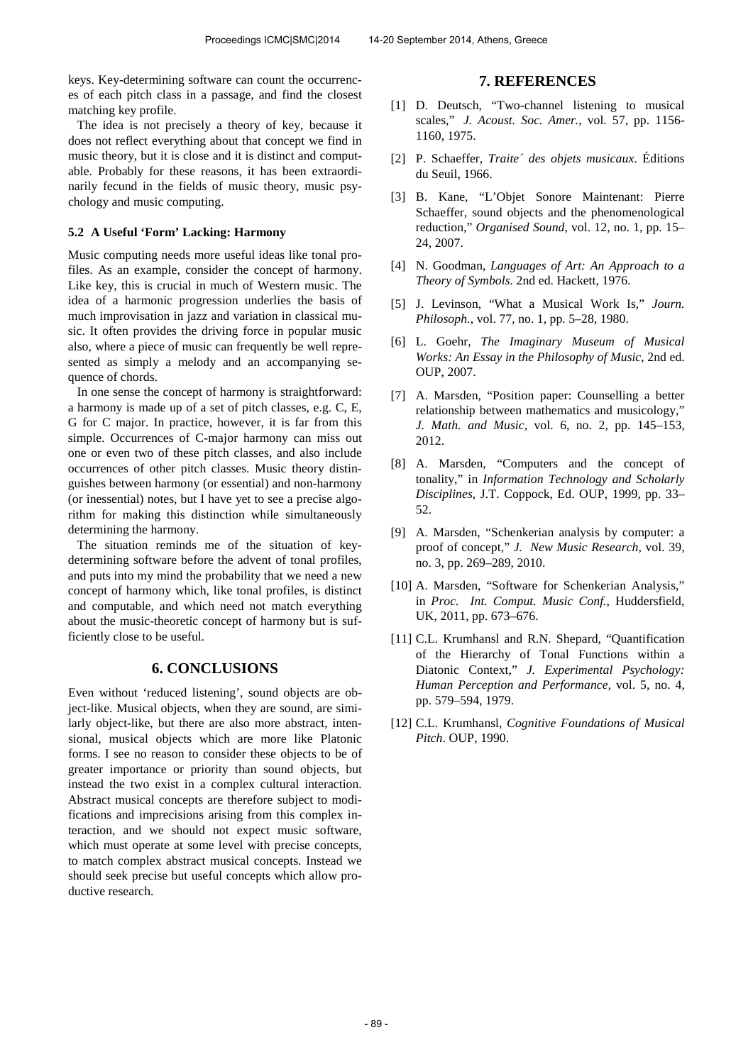keys. Key-determining software can count the occurrences of each pitch class in a passage, and find the closest matching key profile.

The idea is not precisely a theory of key, because it does not reflect everything about that concept we find in music theory, but it is close and it is distinct and computable. Probably for these reasons, it has been extraordinarily fecund in the fields of music theory, music psychology and music computing.

### 5.2 A Useful 'Form' Lacking: Harmony

Music computing needs more useful ideas like tonal profiles. As an example, consider the concept of harmony. Like key, this is crucial in much of Western music. The idea of a harmonic progression underlies the basis of much improvisation in jazz and variation in classical music. It often provides the driving force in popular music also, where a piece of music can frequently be well represented as simply a melody and an accompanying sequence of chords.

In one sense the concept of harmony is straightforward: a harmony is made up of a set of pitch classes, e.g. C, E, G for C major. In practice, however, it is far from this simple. Occurrences of C-major harmony can miss out one or even two of these pitch classes, and also include occurrences of other pitch classes. Music theory distinguishes between harmony (or essential) and non-harmony (or inessential) notes, but I have yet to see a precise algorithm for making this distinction while simultaneously determining the harmony.

The situation reminds me of the situation of key-determining software before the advent of tonal profiles, and puts into my mind the probability that we need a new concept of harmony which, like tonal profiles, is distinct and computable, and which need not match everything about the music-theoretic concept of harmony but is sufficiently close to be useful.

## 6. CONCLUSIONS

Even without 'reduced listening', sound objects are object-like. Musical objects, when they are sound, are similarly object-like, but there are also more abstract, intensional, musical objects which are more like Platonic forms. I see no reason to consider these objects to be of greater importance or priority than sound objects, but instead the two exist in a complex cultural interaction. Abstract musical concepts are therefore subject to modifications and imprecisions arising from this complex interaction, and we should not expect music software, which must operate at some level with precise concepts, to match complex abstract musical concepts. Instead we should seek precise but useful concepts which allow productive research.

## 7. REFERENCES

[1] D. Deutsch, "Two-channel listening to musical scales," *J. Acoust. Soc. Amer.*, vol. 57, pp. 1156-1160, 1975.

[2] P. Schaeffer, *Traite´ des objets musicaux*. Éditions du Seuil, 1966.

[3] B. Kane, "L'Objet Sonore Maintenant: Pierre Schaeffer, sound objects and the phenomenological reduction," *Organised Sound*, vol. 12, no. 1, pp. 15–24, 2007.

[4] N. Goodman, *Languages of Art: An Approach to a Theory of Symbols*. 2nd ed. Hackett, 1976.

[5] J. Levinson, "What a Musical Work Is," *Journ. Philosoph.*, vol. 77, no. 1, pp. 5–28, 1980.

[6] L. Goehr, *The Imaginary Museum of Musical Works: An Essay in the Philosophy of Music*, 2nd ed. OUP, 2007.

[7] A. Marsden, "Position paper: Counselling a better relationship between mathematics and musicology," *J. Math. and Music*, vol. 6, no. 2, pp. 145–153, 2012.

[8] A. Marsden, "Computers and the concept of tonality," in *Information Technology and Scholarly Disciplines*, J.T. Coppock, Ed. OUP, 1999, pp. 33–52.

[9] A. Marsden, "Schenkerian analysis by computer: a proof of concept," *J. New Music Research*, vol. 39, no. 3, pp. 269–289, 2010.

[10] A. Marsden, "Software for Schenkerian Analysis," in *Proc. Int. Comput. Music Conf.*, Huddersfield, UK, 2011, pp. 673–676.

[11] C.L. Krumhansl and R.N. Shepard, "Quantification of the Hierarchy of Tonal Functions within a Diatonic Context," *J. Experimental Psychology: Human Perception and Performance*, vol. 5, no. 4, pp. 579–594, 1979.

[12] C.L. Krumhansl, *Cognitive Foundations of Musical Pitch*. OUP, 1990.